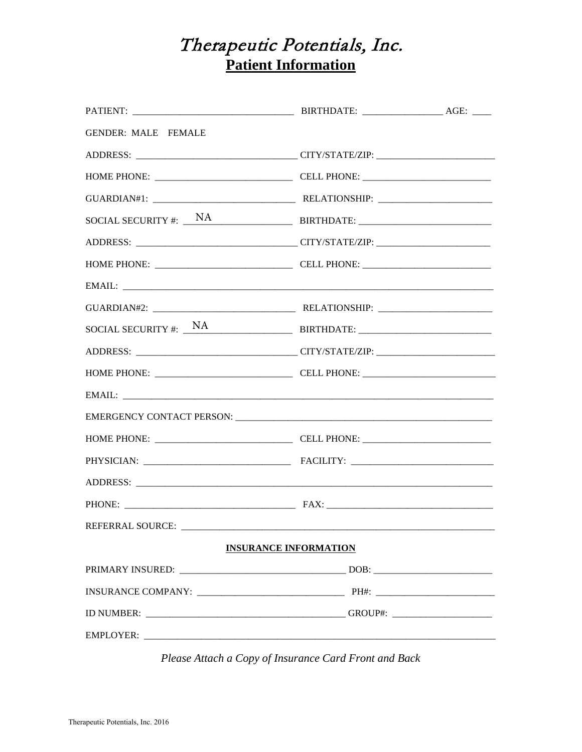# *Therapeutic Potentials, Inc.*

## Patient Information

PATIENT: ________________________________ BIRTHDATE: ________________ AGE: ____

GENDER: MALE FEMALE

ADDRESS: ________________________________ CITY/STATE/ZIP: ________________________

HOME PHONE: ___________________________ CELL PHONE: __________________________

GUARDIAN#1: ____________________________ RELATIONSHIP: _______________________

SOCIAL SECURITY #: NA____________________ BIRTHDATE: __________________________

ADDRESS: ________________________________ CITY/STATE/ZIP: _______________________

HOME PHONE: ___________________________ CELL PHONE: __________________________

EMAIL: ___________________________________________________________________________

GUARDIAN#2: ____________________________ RELATIONSHIP: _______________________

SOCIAL SECURITY #: NA____________________ BIRTHDATE: __________________________

ADDRESS: ________________________________ CITY/STATE/ZIP: ________________________

HOME PHONE: ___________________________ CELL PHONE: ___________________________

EMAIL: ___________________________________________________________________________

EMERGENCY CONTACT PERSON: ____________________________________________________

HOME PHONE: ___________________________ CELL PHONE: __________________________

PHYSICIAN: _____________________________ FACILITY: ____________________________

ADDRESS: _________________________________________________________________________

PHONE: __________________________________ FAX: _________________________________

REFERRAL SOURCE: _________________________________________________________________

**INSURANCE INFORMATION**

PRIMARY INSURED: _________________________________ DOB: _______________________

INSURANCE COMPANY: _____________________________ PH#: ________________________

ID NUMBER: _______________________________________ GROUP#: ____________________

EMPLOYER: ________________________________________________________________________

*Please Attach a Copy of Insurance Card Front and Back*

Therapeutic Potentials, Inc. 2016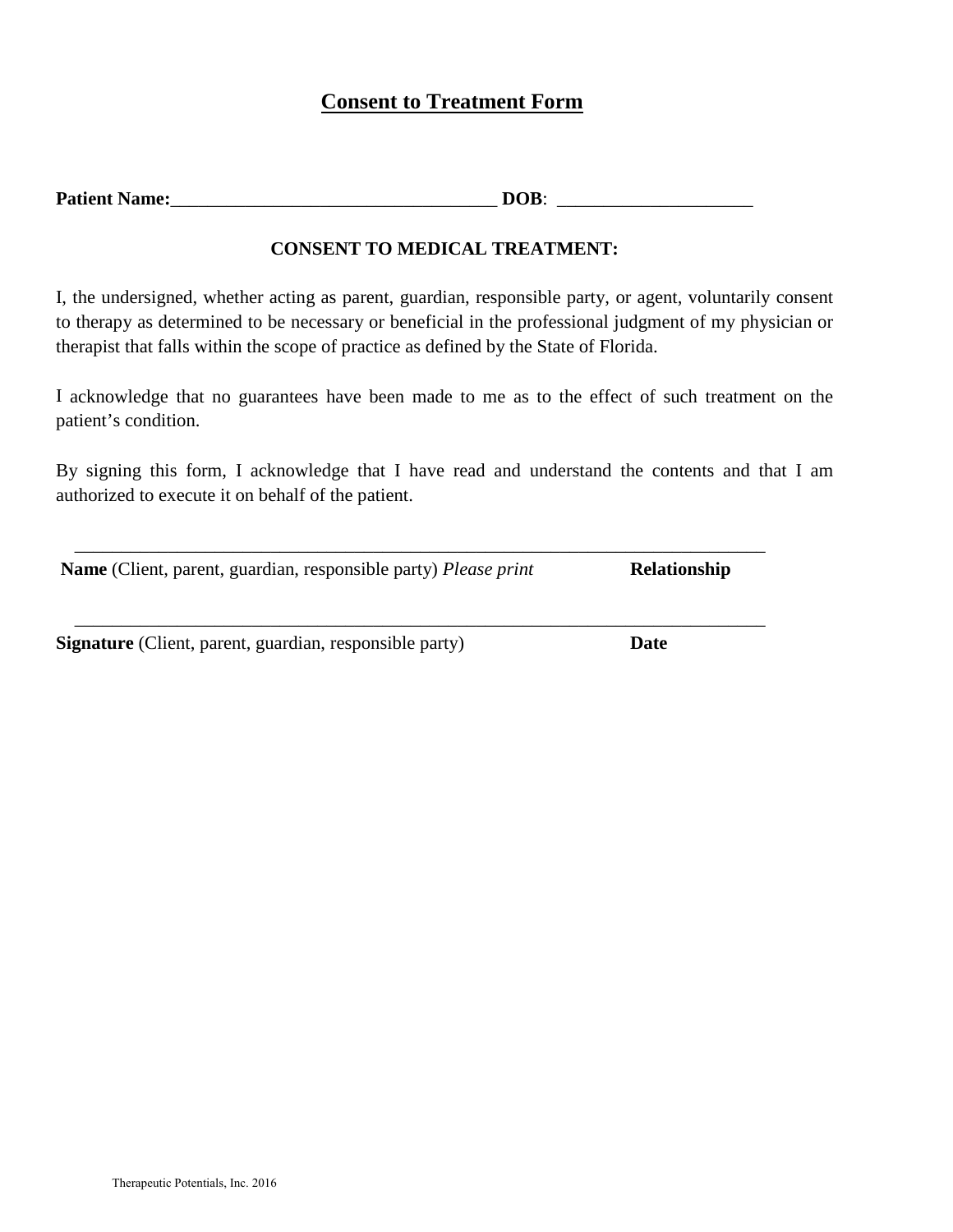# Consent to Treatment Form

**Patient Name:**___________________________________ **DOB**: _____________________

## CONSENT TO MEDICAL TREATMENT:

I, the undersigned, whether acting as parent, guardian, responsible party, or agent, voluntarily consent to therapy as determined to be necessary or beneficial in the professional judgment of my physician or therapist that falls within the scope of practice as defined by the State of Florida.

I acknowledge that no guarantees have been made to me as to the effect of such treatment on the patient's condition.

By signing this form, I acknowledge that I have read and understand the contents and that I am authorized to execute it on behalf of the patient.

___________________________________________________________________________

**Name** (Client, parent, guardian, responsible party) *Please print* **Relationship**

___________________________________________________________________________

**Signature** (Client, parent, guardian, responsible party) **Date**

Therapeutic Potentials, Inc. 2016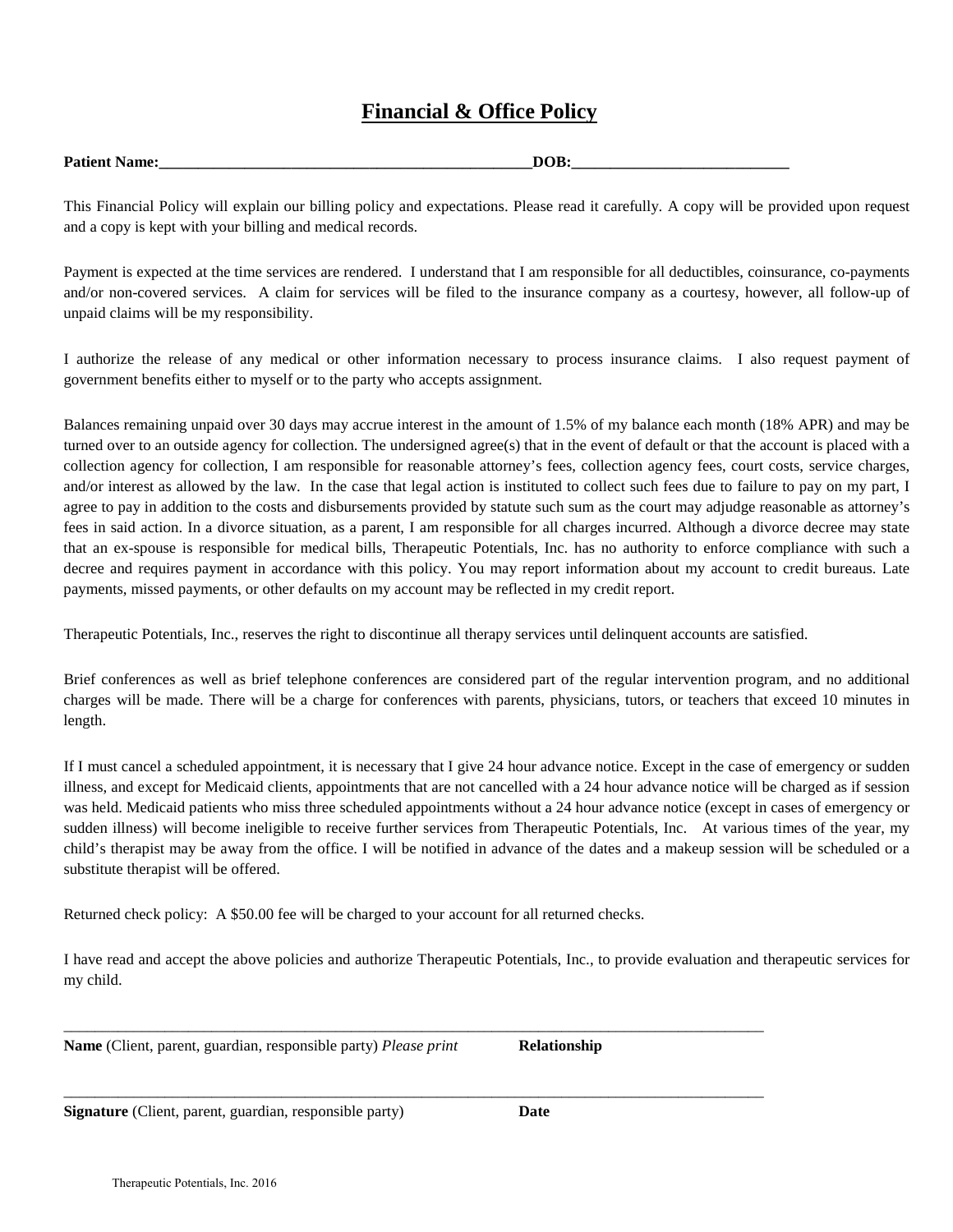# Financial & Office Policy

**Patient Name:__________________________________________________DOB:_____________________________**

This Financial Policy will explain our billing policy and expectations. Please read it carefully. A copy will be provided upon request and a copy is kept with your billing and medical records.

Payment is expected at the time services are rendered. I understand that I am responsible for all deductibles, coinsurance, co-payments and/or non-covered services. A claim for services will be filed to the insurance company as a courtesy, however, all follow-up of unpaid claims will be my responsibility.

I authorize the release of any medical or other information necessary to process insurance claims. I also request payment of government benefits either to myself or to the party who accepts assignment.

Balances remaining unpaid over 30 days may accrue interest in the amount of 1.5% of my balance each month (18% APR) and may be turned over to an outside agency for collection. The undersigned agree(s) that in the event of default or that the account is placed with a collection agency for collection, I am responsible for reasonable attorney's fees, collection agency fees, court costs, service charges, and/or interest as allowed by the law. In the case that legal action is instituted to collect such fees due to failure to pay on my part, I agree to pay in addition to the costs and disbursements provided by statute such sum as the court may adjudge reasonable as attorney's fees in said action. In a divorce situation, as a parent, I am responsible for all charges incurred. Although a divorce decree may state that an ex-spouse is responsible for medical bills, Therapeutic Potentials, Inc. has no authority to enforce compliance with such a decree and requires payment in accordance with this policy. You may report information about my account to credit bureaus. Late payments, missed payments, or other defaults on my account may be reflected in my credit report.

Therapeutic Potentials, Inc., reserves the right to discontinue all therapy services until delinquent accounts are satisfied.

Brief conferences as well as brief telephone conferences are considered part of the regular intervention program, and no additional charges will be made. There will be a charge for conferences with parents, physicians, tutors, or teachers that exceed 10 minutes in length.

If I must cancel a scheduled appointment, it is necessary that I give 24 hour advance notice. Except in the case of emergency or sudden illness, and except for Medicaid clients, appointments that are not cancelled with a 24 hour advance notice will be charged as if session was held. Medicaid patients who miss three scheduled appointments without a 24 hour advance notice (except in cases of emergency or sudden illness) will become ineligible to receive further services from Therapeutic Potentials, Inc. At various times of the year, my child's therapist may be away from the office. I will be notified in advance of the dates and a makeup session will be scheduled or a substitute therapist will be offered.

Returned check policy: A $50.00 fee will be charged to your account for all returned checks.

I have read and accept the above policies and authorize Therapeutic Potentials, Inc., to provide evaluation and therapeutic services for my child.

_____________________________________________________________________________________________

**Name** (Client, parent, guardian, responsible party) *Please print* **Relationship**

_____________________________________________________________________________________________

**Signature** (Client, parent, guardian, responsible party) **Date**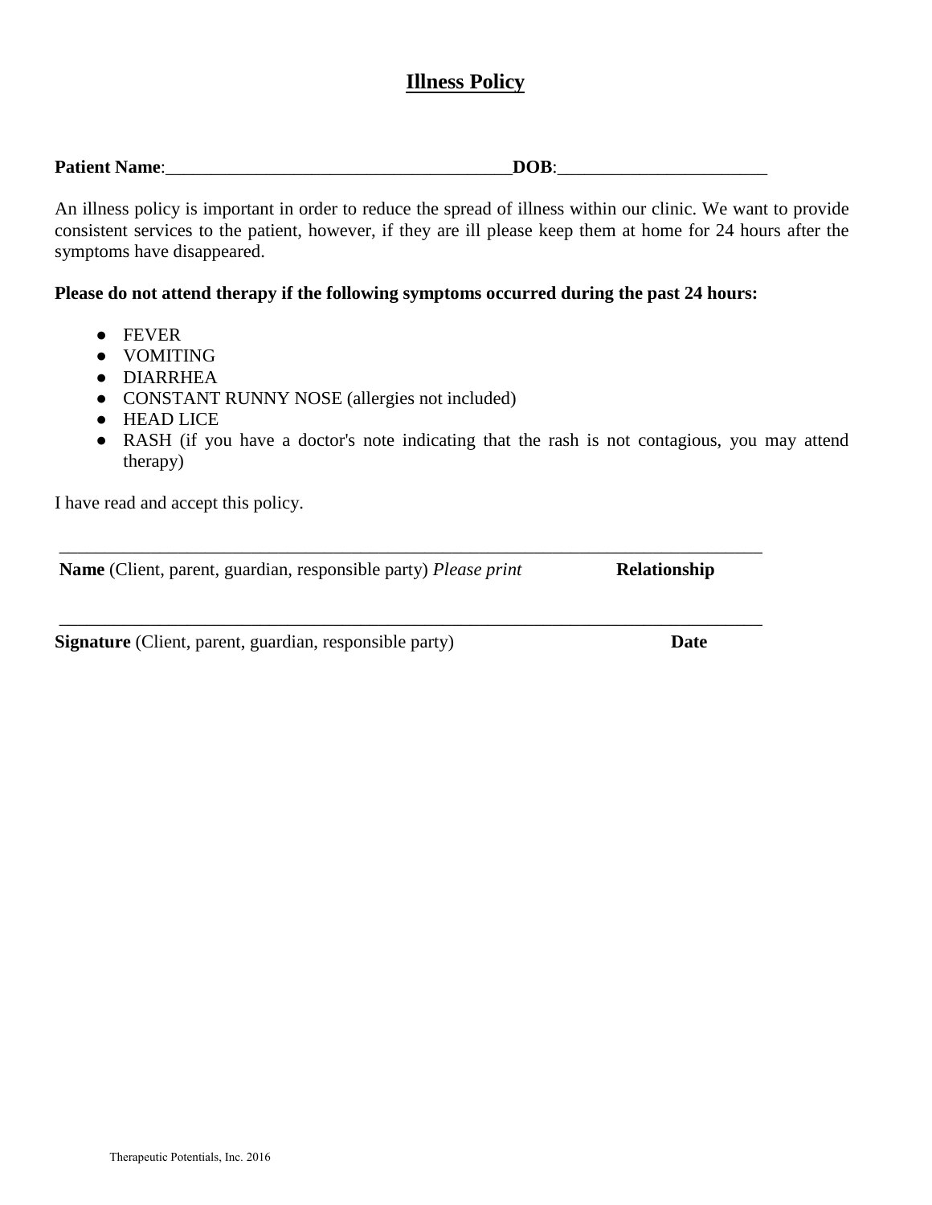# Illness Policy

**Patient Name**:______________________________________**DOB**:_______________________

An illness policy is important in order to reduce the spread of illness within our clinic. We want to provide consistent services to the patient, however, if they are ill please keep them at home for 24 hours after the symptoms have disappeared.

**Please do not attend therapy if the following symptoms occurred during the past 24 hours:**

- FEVER
- VOMITING
- DIARRHEA
- CONSTANT RUNNY NOSE (allergies not included)
- HEAD LICE
- RASH (if you have a doctor's note indicating that the rash is not contagious, you may attend therapy)

I have read and accept this policy.

_______________________________________________________________________________

**Name** (Client, parent, guardian, responsible party) *Please print* **Relationship**

_______________________________________________________________________________

**Signature** (Client, parent, guardian, responsible party) **Date**

Therapeutic Potentials, Inc. 2016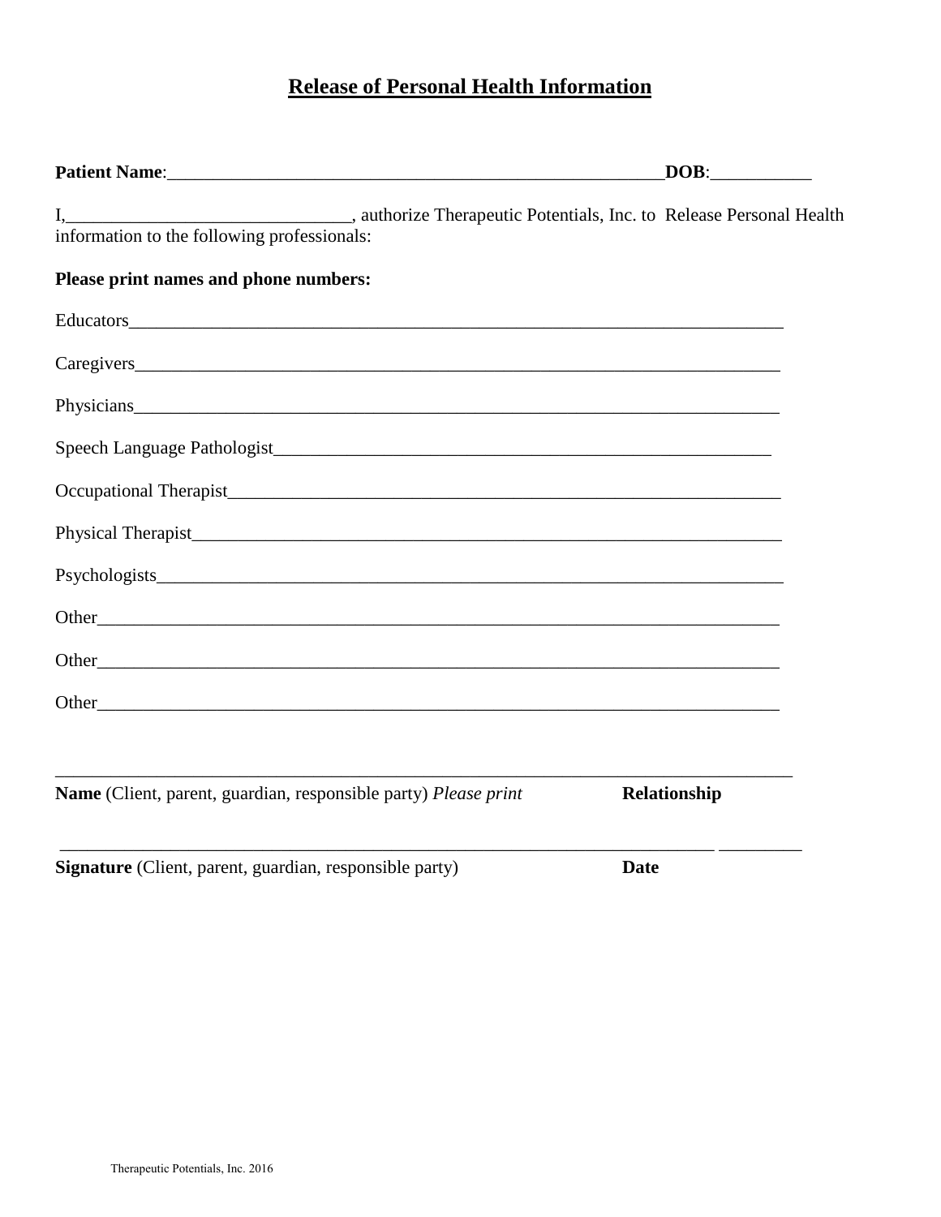# Release of Personal Health Information

**Patient Name**:________________________________________________________**DOB**:___________

I,_______________________________, authorize Therapeutic Potentials, Inc. to Release Personal Health information to the following professionals:

**Please print names and phone numbers:**

Educators___________________________________________________________________________

Caregivers__________________________________________________________________________

Physicians__________________________________________________________________________

Speech Language Pathologist________________________________________________________

Occupational Therapist______________________________________________________________

Physical Therapist__________________________________________________________________

Psychologists_______________________________________________________________________

Other_______________________________________________________________________________

Other_______________________________________________________________________________

Other_______________________________________________________________________________

_____________________________________________________________________________________

**Name** (Client, parent, guardian, responsible party) *Please print* **Relationship**

_______________________________________________________________________ _________

**Signature** (Client, parent, guardian, responsible party) **Date**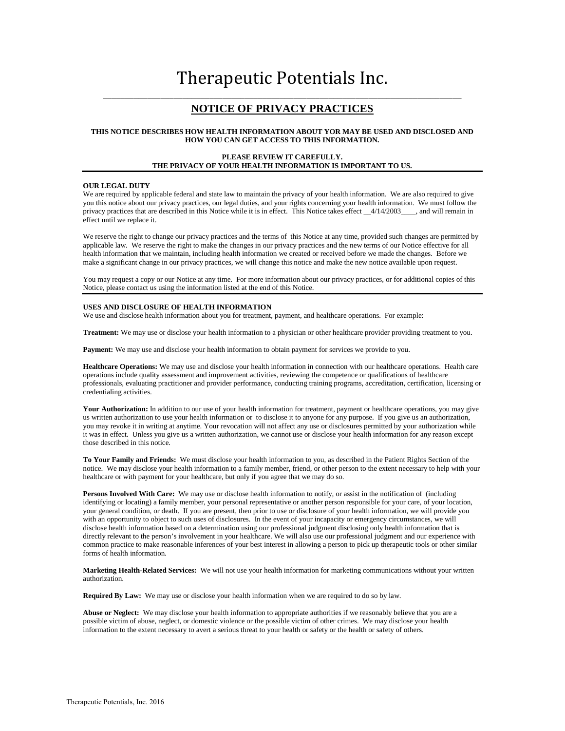# Therapeutic Potentials Inc.

## NOTICE OF PRIVACY PRACTICES

**THIS NOTICE DESCRIBES HOW HEALTH INFORMATION ABOUT YOR MAY BE USED AND DISCLOSED AND HOW YOU CAN GET ACCESS TO THIS INFORMATION.**

**PLEASE REVIEW IT CAREFULLY.**
**THE PRIVACY OF YOUR HEALTH INFORMATION IS IMPORTANT TO US.**

---

**OUR LEGAL DUTY**

We are required by applicable federal and state law to maintain the privacy of your health information. We are also required to give you this notice about our privacy practices, our legal duties, and your rights concerning your health information. We must follow the privacy practices that are described in this Notice while it is in effect. This Notice takes effect __4/14/2003____, and will remain in effect until we replace it.

We reserve the right to change our privacy practices and the terms of this Notice at any time, provided such changes are permitted by applicable law. We reserve the right to make the changes in our privacy practices and the new terms of our Notice effective for all health information that we maintain, including health information we created or received before we made the changes. Before we make a significant change in our privacy practices, we will change this notice and make the new notice available upon request.

You may request a copy or our Notice at any time. For more information about our privacy practices, or for additional copies of this Notice, please contact us using the information listed at the end of this Notice.

---

**USES AND DISCLOSURE OF HEALTH INFORMATION**

We use and disclose health information about you for treatment, payment, and healthcare operations. For example:

**Treatment:** We may use or disclose your health information to a physician or other healthcare provider providing treatment to you.

**Payment:** We may use and disclose your health information to obtain payment for services we provide to you.

**Healthcare Operations:** We may use and disclose your health information in connection with our healthcare operations. Health care operations include quality assessment and improvement activities, reviewing the competence or qualifications of healthcare professionals, evaluating practitioner and provider performance, conducting training programs, accreditation, certification, licensing or credentialing activities.

**Your Authorization:** In addition to our use of your health information for treatment, payment or healthcare operations, you may give us written authorization to use your health information or to disclose it to anyone for any purpose. If you give us an authorization, you may revoke it in writing at anytime. Your revocation will not affect any use or disclosures permitted by your authorization while it was in effect. Unless you give us a written authorization, we cannot use or disclose your health information for any reason except those described in this notice.

**To Your Family and Friends:** We must disclose your health information to you, as described in the Patient Rights Section of the notice. We may disclose your health information to a family member, friend, or other person to the extent necessary to help with your healthcare or with payment for your healthcare, but only if you agree that we may do so.

**Persons Involved With Care:** We may use or disclose health information to notify, or assist in the notification of (including identifying or locating) a family member, your personal representative or another person responsible for your care, of your location, your general condition, or death. If you are present, then prior to use or disclosure of your health information, we will provide you with an opportunity to object to such uses of disclosures. In the event of your incapacity or emergency circumstances, we will disclose health information based on a determination using our professional judgment disclosing only health information that is directly relevant to the person's involvement in your healthcare. We will also use our professional judgment and our experience with common practice to make reasonable inferences of your best interest in allowing a person to pick up therapeutic tools or other similar forms of health information.

**Marketing Health-Related Services:** We will not use your health information for marketing communications without your written authorization.

**Required By Law:** We may use or disclose your health information when we are required to do so by law.

**Abuse or Neglect:** We may disclose your health information to appropriate authorities if we reasonably believe that you are a possible victim of abuse, neglect, or domestic violence or the possible victim of other crimes. We may disclose your health information to the extent necessary to avert a serious threat to your health or safety or the health or safety of others.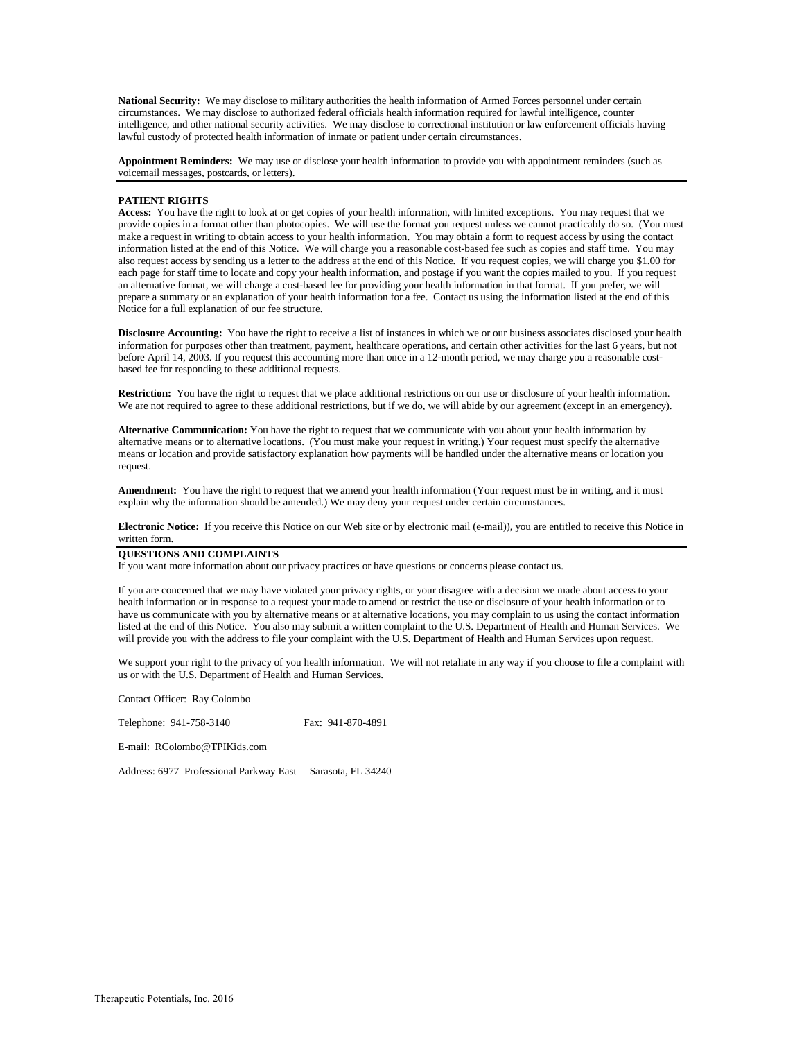**National Security:** We may disclose to military authorities the health information of Armed Forces personnel under certain circumstances. We may disclose to authorized federal officials health information required for lawful intelligence, counter intelligence, and other national security activities. We may disclose to correctional institution or law enforcement officials having lawful custody of protected health information of inmate or patient under certain circumstances.

**Appointment Reminders:** We may use or disclose your health information to provide you with appointment reminders (such as voicemail messages, postcards, or letters).

## PATIENT RIGHTS

**Access:** You have the right to look at or get copies of your health information, with limited exceptions. You may request that we provide copies in a format other than photocopies. We will use the format you request unless we cannot practicably do so. (You must make a request in writing to obtain access to your health information. You may obtain a form to request access by using the contact information listed at the end of this Notice. We will charge you a reasonable cost-based fee such as copies and staff time. You may also request access by sending us a letter to the address at the end of this Notice. If you request copies, we will charge you $1.00 for each page for staff time to locate and copy your health information, and postage if you want the copies mailed to you. If you request an alternative format, we will charge a cost-based fee for providing your health information in that format. If you prefer, we will prepare a summary or an explanation of your health information for a fee. Contact us using the information listed at the end of this Notice for a full explanation of our fee structure.

**Disclosure Accounting:** You have the right to receive a list of instances in which we or our business associates disclosed your health information for purposes other than treatment, payment, healthcare operations, and certain other activities for the last 6 years, but not before April 14, 2003. If you request this accounting more than once in a 12-month period, we may charge you a reasonable cost-based fee for responding to these additional requests.

**Restriction:** You have the right to request that we place additional restrictions on our use or disclosure of your health information. We are not required to agree to these additional restrictions, but if we do, we will abide by our agreement (except in an emergency).

**Alternative Communication:** You have the right to request that we communicate with you about your health information by alternative means or to alternative locations. (You must make your request in writing.) Your request must specify the alternative means or location and provide satisfactory explanation how payments will be handled under the alternative means or location you request.

**Amendment:** You have the right to request that we amend your health information (Your request must be in writing, and it must explain why the information should be amended.) We may deny your request under certain circumstances.

**Electronic Notice:** If you receive this Notice on our Web site or by electronic mail (e-mail)), you are entitled to receive this Notice in written form.

## QUESTIONS AND COMPLAINTS

If you want more information about our privacy practices or have questions or concerns please contact us.

If you are concerned that we may have violated your privacy rights, or your disagree with a decision we made about access to your health information or in response to a request your made to amend or restrict the use or disclosure of your health information or to have us communicate with you by alternative means or at alternative locations, you may complain to us using the contact information listed at the end of this Notice. You also may submit a written complaint to the U.S. Department of Health and Human Services. We will provide you with the address to file your complaint with the U.S. Department of Health and Human Services upon request.

We support your right to the privacy of you health information. We will not retaliate in any way if you choose to file a complaint with us or with the U.S. Department of Health and Human Services.

Contact Officer: Ray Colombo

Telephone: 941-758-3140 Fax: 941-870-4891

E-mail: RColombo@TPIKids.com

Address: 6977 Professional Parkway East Sarasota, FL 34240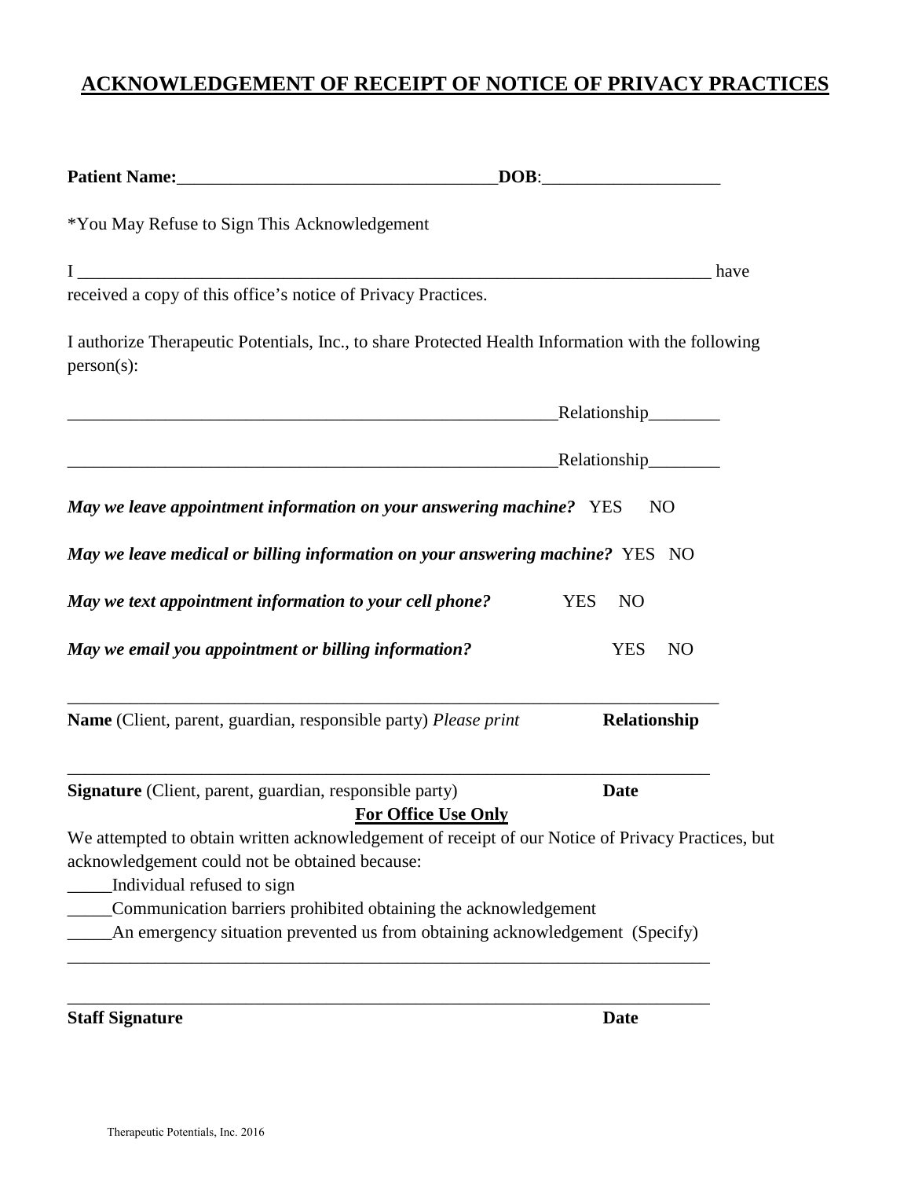# ACKNOWLEDGEMENT OF RECEIPT OF NOTICE OF PRIVACY PRACTICES

**Patient Name:**___________________________________**DOB**:___________________

*You May Refuse to Sign This Acknowledgement

I ___________________________________________________________________________ have received a copy of this office's notice of Privacy Practices.

I authorize Therapeutic Potentials, Inc., to share Protected Health Information with the following person(s):

_______________________________________________________Relationship________

_______________________________________________________Relationship________

***May we leave appointment information on your answering machine?*** YES NO

***May we leave medical or billing information on your answering machine?*** YES NO

***May we text appointment information to your cell phone?*** YES NO

***May we email you appointment or billing information?*** YES NO

___________________________________________________________________________

**Name** (Client, parent, guardian, responsible party) *Please print* **Relationship**

___________________________________________________________________________

**Signature** (Client, parent, guardian, responsible party) **Date**

**For Office Use Only**

We attempted to obtain written acknowledgement of receipt of our Notice of Privacy Practices, but acknowledgement could not be obtained because:

_____Individual refused to sign

_____Communication barriers prohibited obtaining the acknowledgement

_____An emergency situation prevented us from obtaining acknowledgement (Specify)

___________________________________________________________________________

___________________________________________________________________________

**Staff Signature** **Date**

Therapeutic Potentials, Inc. 2016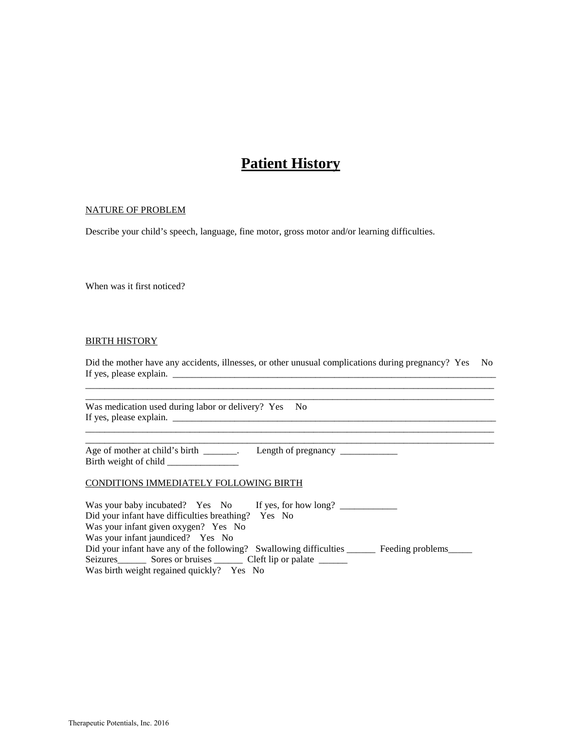# Patient History

NATURE OF PROBLEM

Describe your child's speech, language, fine motor, gross motor and/or learning difficulties.

When was it first noticed?

BIRTH HISTORY

Did the mother have any accidents, illnesses, or other unusual complications during pregnancy? Yes No
If yes, please explain. ______________________________________________________________________
_____________________________________________________________________________________
_____________________________________________________________________________________

Was medication used during labor or delivery? Yes No
If yes, please explain. ______________________________________________________________________
_____________________________________________________________________________________
_____________________________________________________________________________________

Age of mother at child's birth _______. Length of pregnancy ____________
Birth weight of child _______________

CONDITIONS IMMEDIATELY FOLLOWING BIRTH

Was your baby incubated? Yes No If yes, for how long? ____________
Did your infant have difficulties breathing? Yes No
Was your infant given oxygen? Yes No
Was your infant jaundiced? Yes No
Did your infant have any of the following? Swallowing difficulties ______ Feeding problems_____
Seizures______ Sores or bruises ______ Cleft lip or palate ______
Was birth weight regained quickly? Yes No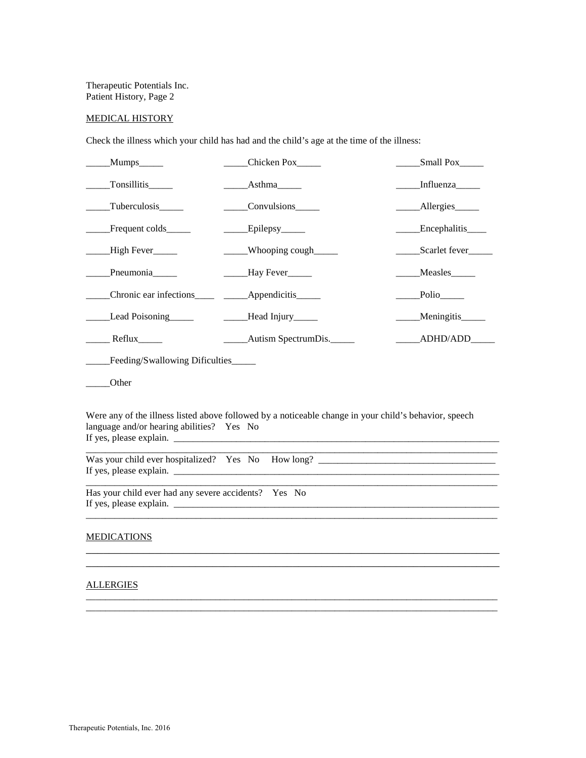Therapeutic Potentials Inc.
Patient History, Page 2

## MEDICAL HISTORY

Check the illness which your child has had and the child's age at the time of the illness:

| | | |
|---|---|---|
| _____Mumps_____ | _____Chicken Pox_____ | _____Small Pox_____ |
| _____Tonsillitis_____ | _____Asthma_____ | _____Influenza_____ |
| _____Tuberculosis_____ | _____Convulsions_____ | _____Allergies_____ |
| _____Frequent colds_____ | _____Epilepsy_____ | _____Encephalitis____ |
| _____High Fever_____ | _____Whooping cough_____ | _____Scarlet fever_____ |
| _____Pneumonia_____ | _____Hay Fever_____ | _____Measles_____ |
| _____Chronic ear infections____ | _____Appendicitis_____ | _____Polio_____ |
| _____Lead Poisoning_____ | _____Head Injury_____ | _____Meningitis_____ |
| _____ Reflux_____ | _____Autism SpectrumDis._____ | _____ADHD/ADD_____ |

_____Feeding/Swallowing Dificulties_____

_____Other

Were any of the illness listed above followed by a noticeable change in your child's behavior, speech language and/or hearing abilities? Yes No
If yes, please explain. ______________________________________________________________________
______________________________________________________________________________________

Was your child ever hospitalized? Yes No How long? ____________________________________
If yes, please explain. ______________________________________________________________________
______________________________________________________________________________________

Has your child ever had any severe accidents? Yes No
If yes, please explain. ______________________________________________________________________
______________________________________________________________________________________

## MEDICATIONS

______________________________________________________________________________________
______________________________________________________________________________________

## ALLERGIES

______________________________________________________________________________________
______________________________________________________________________________________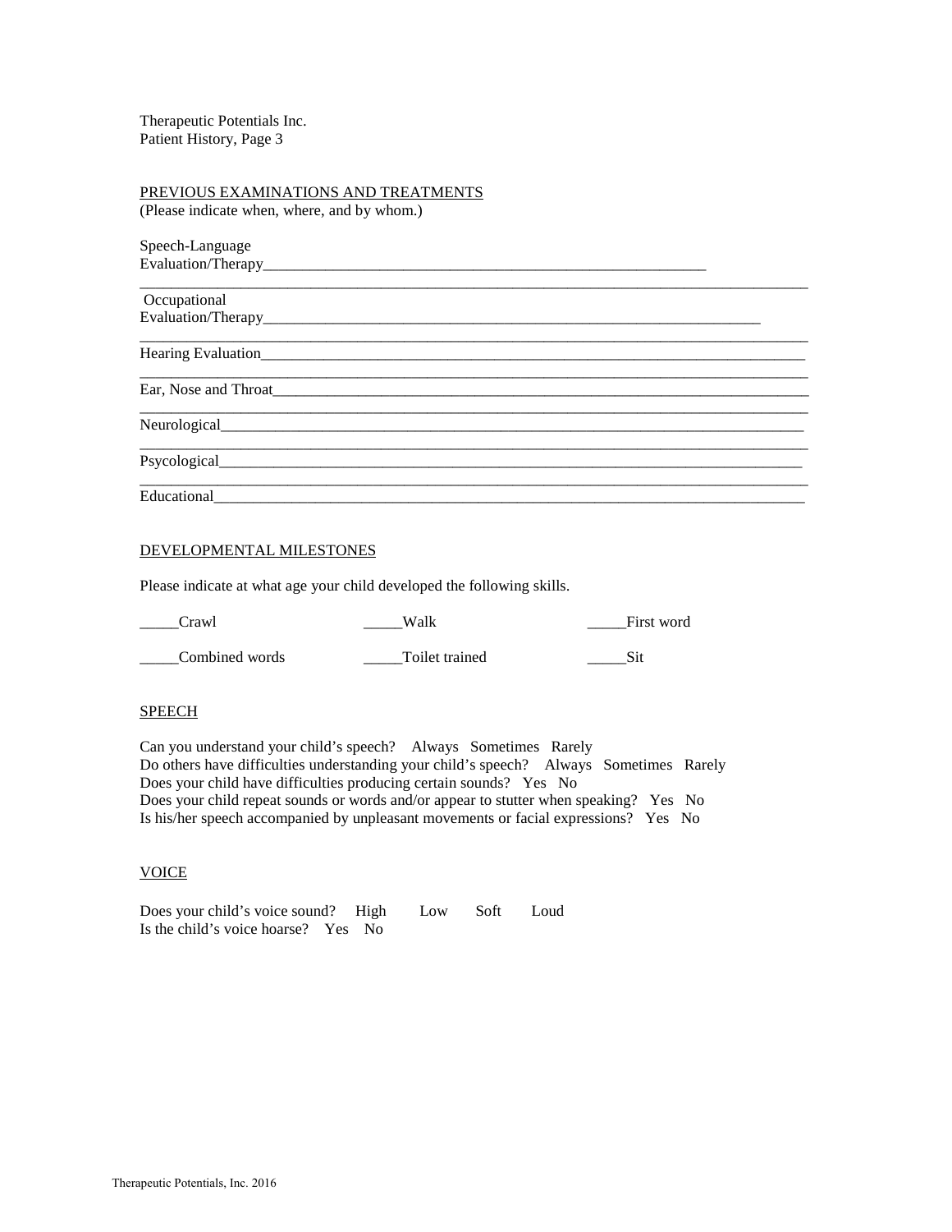Therapeutic Potentials Inc.
Patient History, Page 3

PREVIOUS EXAMINATIONS AND TREATMENTS
(Please indicate when, where, and by whom.)

Speech-Language
Evaluation/Therapy____________________________________________________________
_____________________________________________________________________________________

Occupational
Evaluation/Therapy______________________________________________________________________
_____________________________________________________________________________________

Hearing Evaluation_____________________________________________________________________________
_____________________________________________________________________________________

Ear, Nose and Throat____________________________________________________________________________
_____________________________________________________________________________________

Neurological________________________________________________________________________________
_____________________________________________________________________________________

Psycological________________________________________________________________________________
_____________________________________________________________________________________

Educational_________________________________________________________________________________

DEVELOPMENTAL MILESTONES

Please indicate at what age your child developed the following skills.

_____Crawl                    _____Walk                    _____First word

_____Combined words           _____Toilet trained          _____Sit

SPEECH

Can you understand your child's speech?   Always   Sometimes   Rarely
Do others have difficulties understanding your child's speech?   Always   Sometimes   Rarely
Does your child have difficulties producing certain sounds?   Yes   No
Does your child repeat sounds or words and/or appear to stutter when speaking?   Yes   No
Is his/her speech accompanied by unpleasant movements or facial expressions?   Yes   No

VOICE

Does your child's voice sound?   High   Low   Soft   Loud
Is the child's voice hoarse?   Yes   No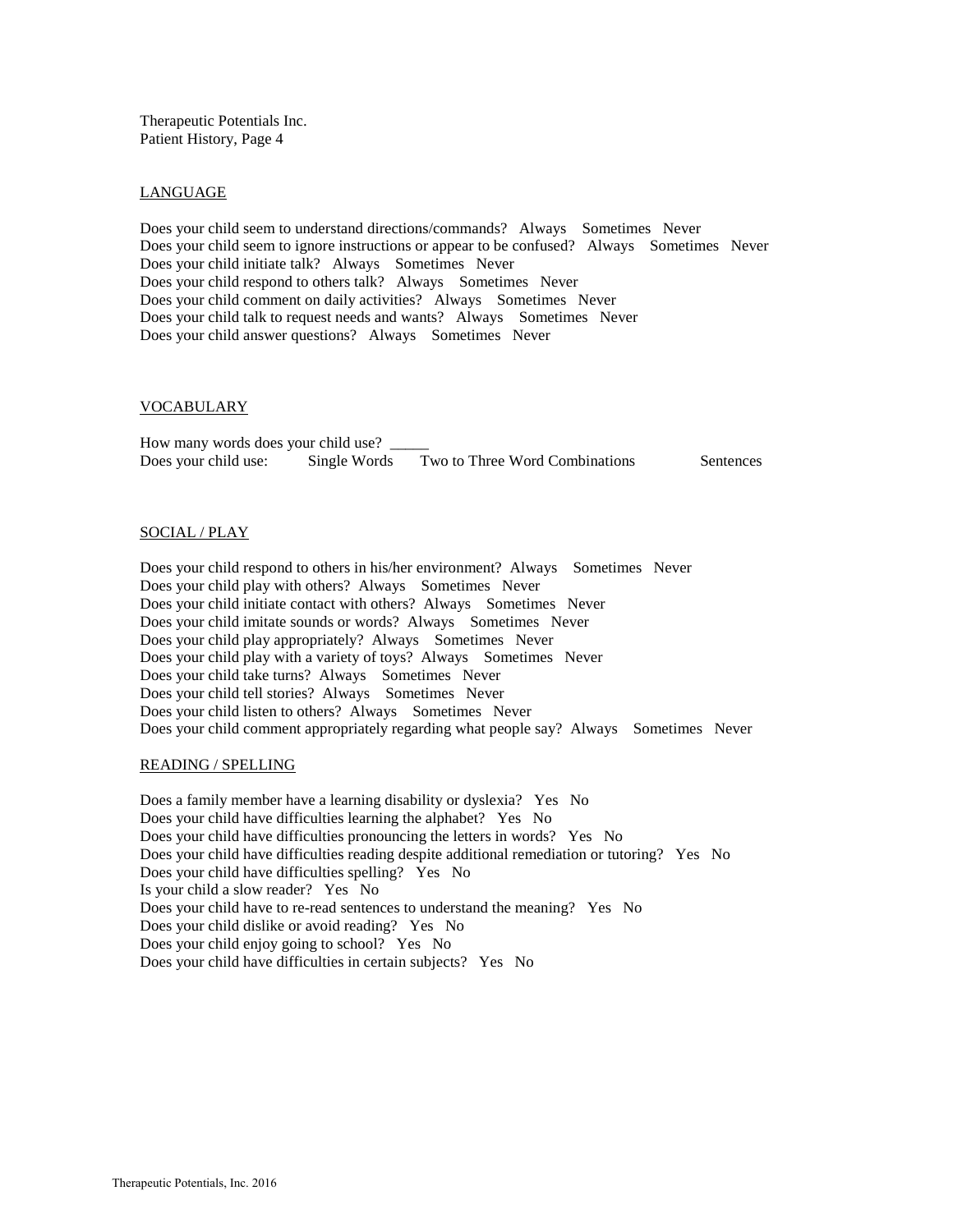Therapeutic Potentials Inc.
Patient History, Page 4

## LANGUAGE

Does your child seem to understand directions/commands? Always Sometimes Never
Does your child seem to ignore instructions or appear to be confused? Always Sometimes Never
Does your child initiate talk? Always Sometimes Never
Does your child respond to others talk? Always Sometimes Never
Does your child comment on daily activities? Always Sometimes Never
Does your child talk to request needs and wants? Always Sometimes Never
Does your child answer questions? Always Sometimes Never

## VOCABULARY

How many words does your child use? _____
Does your child use: Single Words Two to Three Word Combinations Sentences

## SOCIAL / PLAY

Does your child respond to others in his/her environment? Always Sometimes Never
Does your child play with others? Always Sometimes Never
Does your child initiate contact with others? Always Sometimes Never
Does your child imitate sounds or words? Always Sometimes Never
Does your child play appropriately? Always Sometimes Never
Does your child play with a variety of toys? Always Sometimes Never
Does your child take turns? Always Sometimes Never
Does your child tell stories? Always Sometimes Never
Does your child listen to others? Always Sometimes Never
Does your child comment appropriately regarding what people say? Always Sometimes Never

## READING / SPELLING

Does a family member have a learning disability or dyslexia? Yes No
Does your child have difficulties learning the alphabet? Yes No
Does your child have difficulties pronouncing the letters in words? Yes No
Does your child have difficulties reading despite additional remediation or tutoring? Yes No
Does your child have difficulties spelling? Yes No
Is your child a slow reader? Yes No
Does your child have to re-read sentences to understand the meaning? Yes No
Does your child dislike or avoid reading? Yes No
Does your child enjoy going to school? Yes No
Does your child have difficulties in certain subjects? Yes No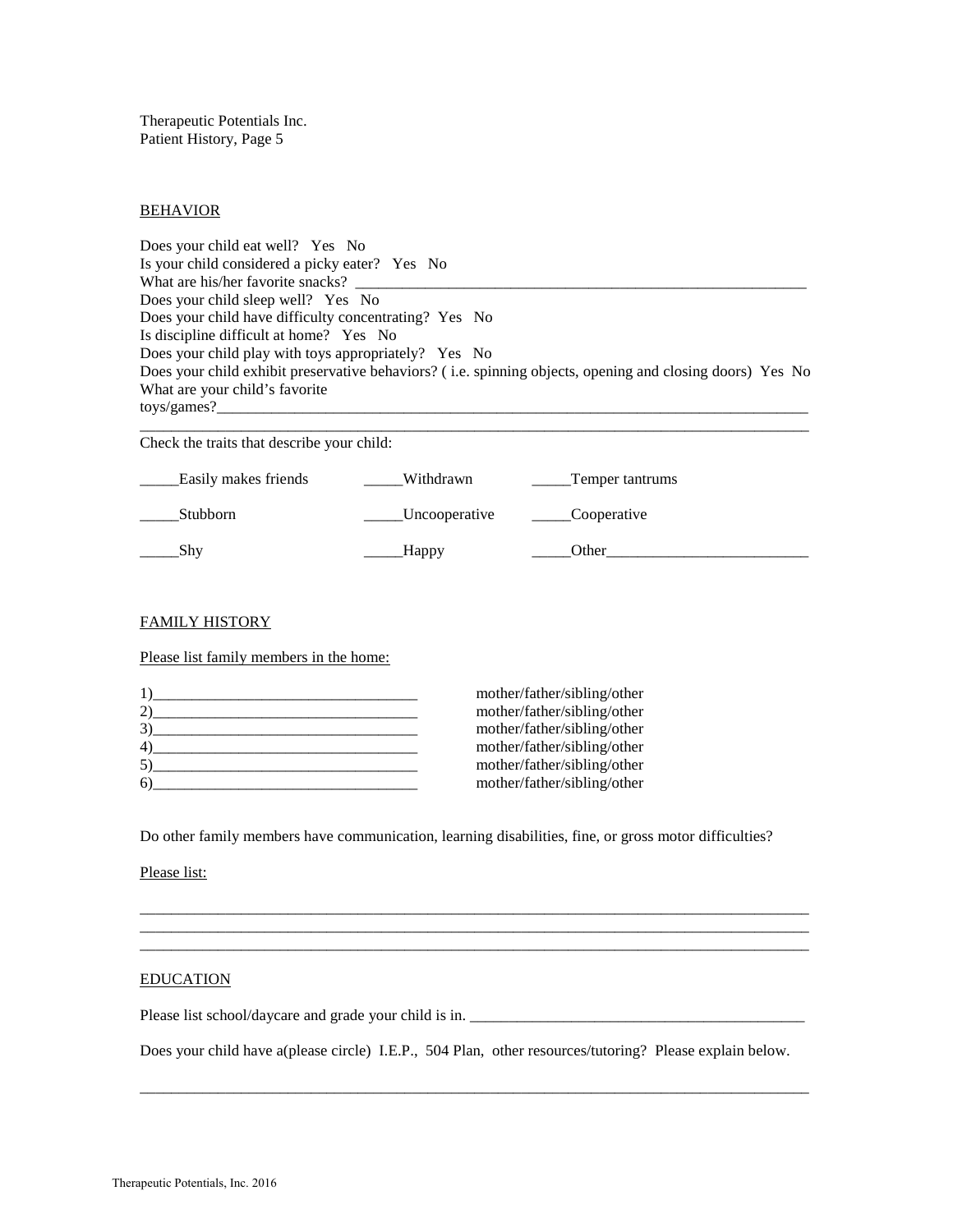Therapeutic Potentials Inc.
Patient History, Page 5

## BEHAVIOR

Does your child eat well? Yes No
Is your child considered a picky eater? Yes No
What are his/her favorite snacks? ____________________________________________________________
Does your child sleep well? Yes No
Does your child have difficulty concentrating? Yes No
Is discipline difficult at home? Yes No
Does your child play with toys appropriately? Yes No
Does your child exhibit preservative behaviors? ( i.e. spinning objects, opening and closing doors) Yes No
What are your child's favorite toys/games?_________________________________________________________________________
_____________________________________________________________________________________

Check the traits that describe your child:

| | | |
|---|---|---|
| _____Easily makes friends | _____Withdrawn | _____Temper tantrums |
| _____Stubborn | _____Uncooperative | _____Cooperative |
| _____Shy | _____Happy | _____Other_________________________ |

## FAMILY HISTORY

Please list family members in the home:

1)_________________________________ mother/father/sibling/other
2)_________________________________ mother/father/sibling/other
3)_________________________________ mother/father/sibling/other
4)_________________________________ mother/father/sibling/other
5)_________________________________ mother/father/sibling/other
6)_________________________________ mother/father/sibling/other

Do other family members have communication, learning disabilities, fine, or gross motor difficulties?

Please list:

_____________________________________________________________________________________
_____________________________________________________________________________________
_____________________________________________________________________________________

## EDUCATION

Please list school/daycare and grade your child is in. ___________________________________________

Does your child have a(please circle) I.E.P., 504 Plan, other resources/tutoring? Please explain below.

_____________________________________________________________________________________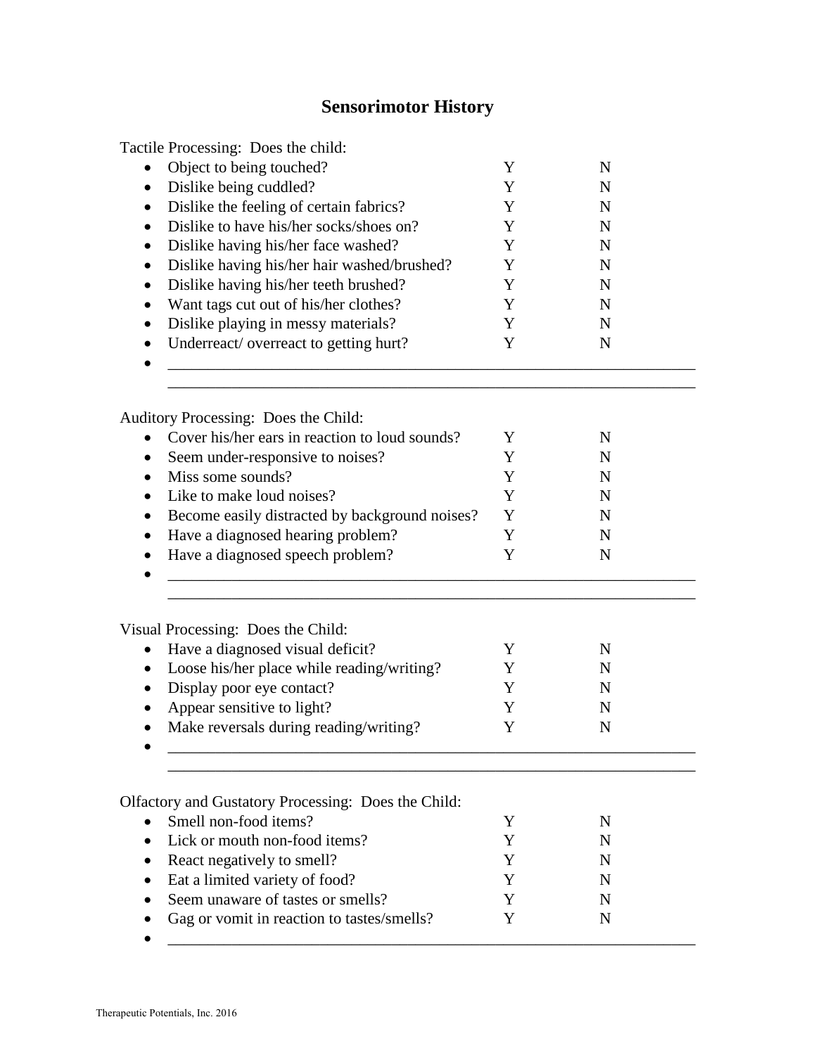# Sensorimotor History

Tactile Processing: Does the child:

- Object to being touched? Y N
- Dislike being cuddled? Y N
- Dislike the feeling of certain fabrics? Y N
- Dislike to have his/her socks/shoes on? Y N
- Dislike having his/her face washed? Y N
- Dislike having his/her hair washed/brushed? Y N
- Dislike having his/her teeth brushed? Y N
- Want tags cut out of his/her clothes? Y N
- Dislike playing in messy materials? Y N
- Underreact/ overreact to getting hurt? Y N
- ______________________________________________________________________
  ______________________________________________________________________

Auditory Processing: Does the Child:

- Cover his/her ears in reaction to loud sounds? Y N
- Seem under-responsive to noises? Y N
- Miss some sounds? Y N
- Like to make loud noises? Y N
- Become easily distracted by background noises? Y N
- Have a diagnosed hearing problem? Y N
- Have a diagnosed speech problem? Y N
- ______________________________________________________________________
  ______________________________________________________________________

Visual Processing: Does the Child:

- Have a diagnosed visual deficit? Y N
- Loose his/her place while reading/writing? Y N
- Display poor eye contact? Y N
- Appear sensitive to light? Y N
- Make reversals during reading/writing? Y N
- ______________________________________________________________________
  ______________________________________________________________________

Olfactory and Gustatory Processing: Does the Child:

- Smell non-food items? Y N
- Lick or mouth non-food items? Y N
- React negatively to smell? Y N
- Eat a limited variety of food? Y N
- Seem unaware of tastes or smells? Y N
- Gag or vomit in reaction to tastes/smells? Y N
- ______________________________________________________________________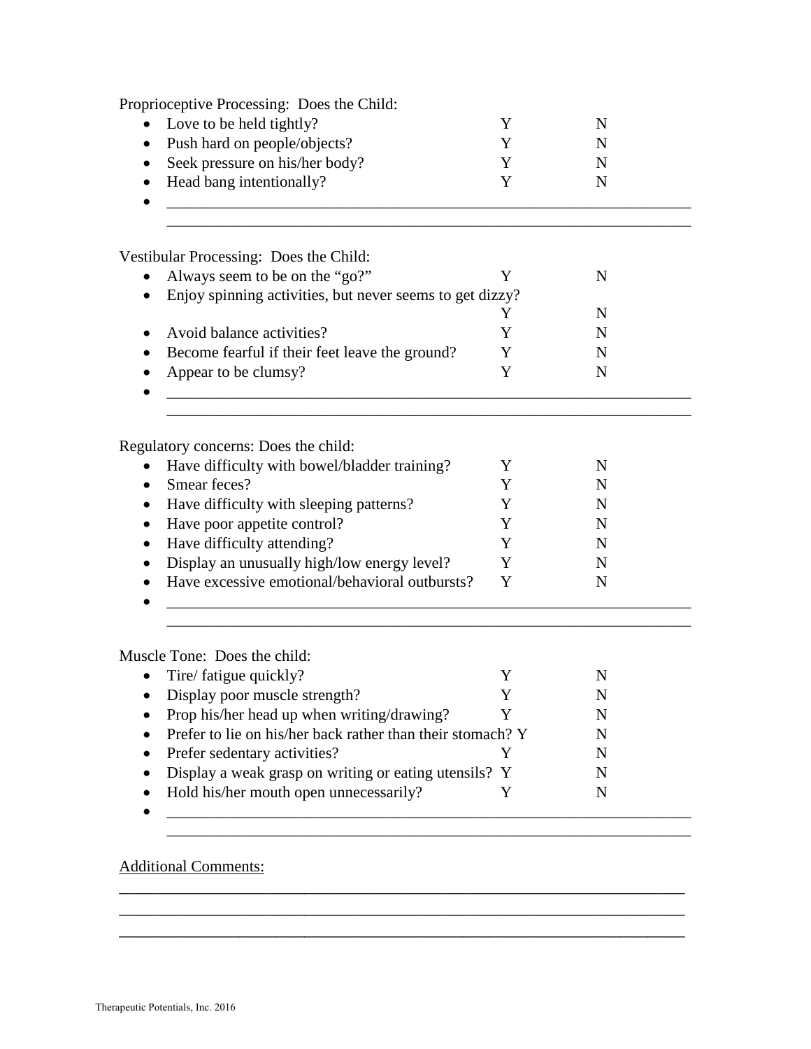Proprioceptive Processing: Does the Child:

- Love to be held tightly? Y N
- Push hard on people/objects? Y N
- Seek pressure on his/her body? Y N
- Head bang intentionally? Y N
- ____________________________________________________________________
  ____________________________________________________________________

Vestibular Processing: Does the Child:

- Always seem to be on the "go?" Y N
- Enjoy spinning activities, but never seems to get dizzy? Y N
- Avoid balance activities? Y N
- Become fearful if their feet leave the ground? Y N
- Appear to be clumsy? Y N
- ____________________________________________________________________
  ____________________________________________________________________

Regulatory concerns: Does the child:

- Have difficulty with bowel/bladder training? Y N
- Smear feces? Y N
- Have difficulty with sleeping patterns? Y N
- Have poor appetite control? Y N
- Have difficulty attending? Y N
- Display an unusually high/low energy level? Y N
- Have excessive emotional/behavioral outbursts? Y N
- ____________________________________________________________________
  ____________________________________________________________________

Muscle Tone: Does the child:

- Tire/ fatigue quickly? Y N
- Display poor muscle strength? Y N
- Prop his/her head up when writing/drawing? Y N
- Prefer to lie on his/her back rather than their stomach? Y N
- Prefer sedentary activities? Y N
- Display a weak grasp on writing or eating utensils? Y N
- Hold his/her mouth open unnecessarily? Y N
- ____________________________________________________________________
  ____________________________________________________________________

Additional Comments:

________________________________________________________________________

________________________________________________________________________

________________________________________________________________________